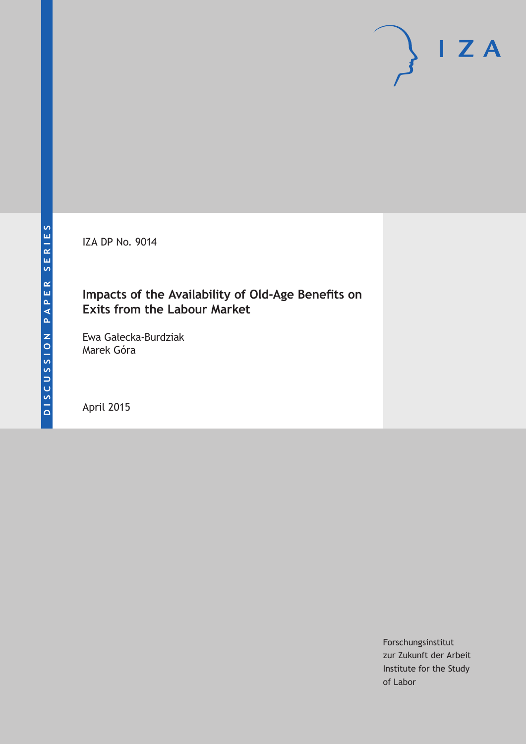DISCUSSION PAPER SERIES

IZA

IZA DP No. 9014

# Impacts of the Availability of Old-Age Benefits on Exits from the Labour Market

Ewa Gałecka-Burdziak
Marek Góra

April 2015

Forschungsinstitut
zur Zukunft der Arbeit
Institute for the Study
of Labor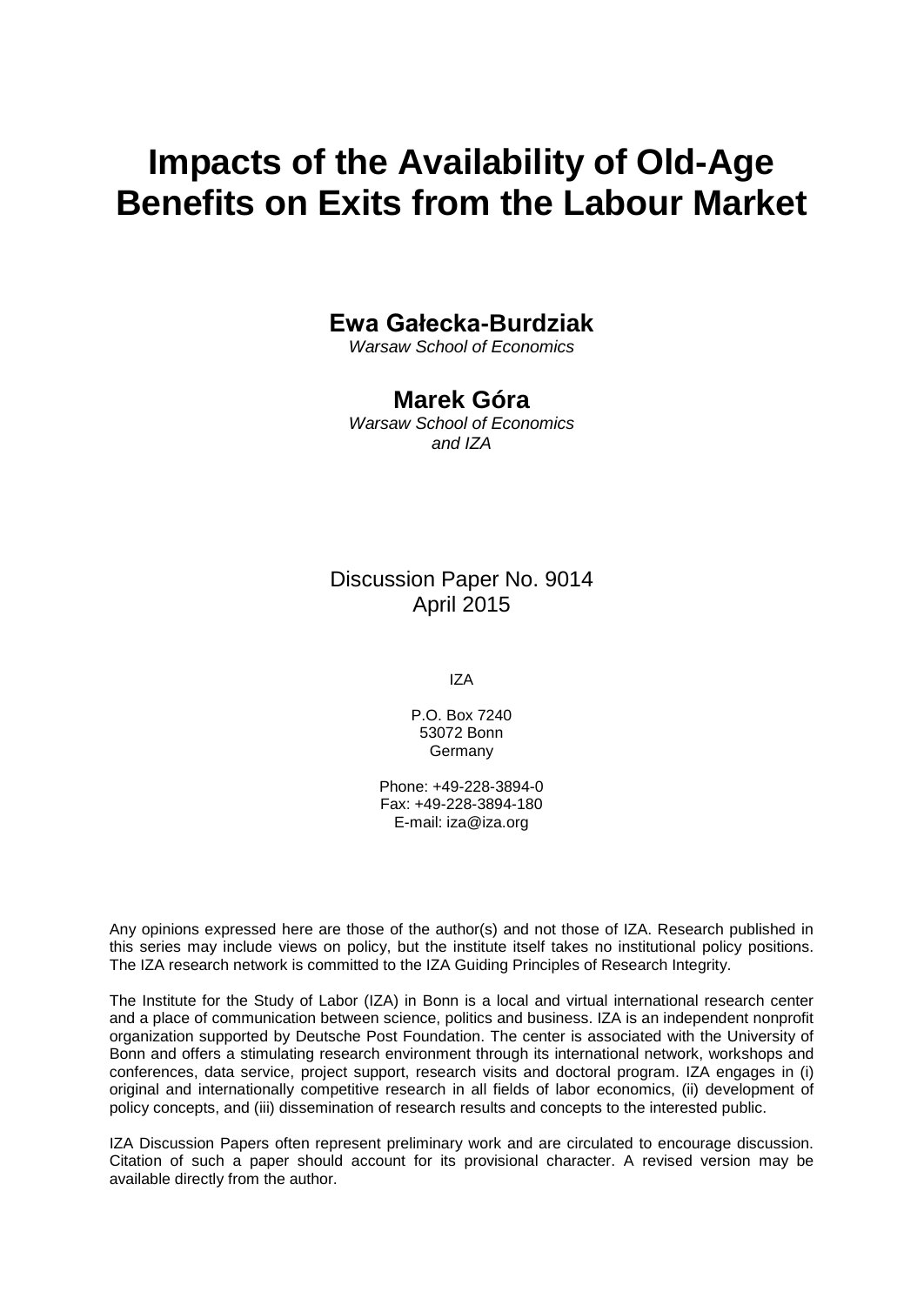# Impacts of the Availability of Old-Age Benefits on Exits from the Labour Market

**Ewa Gałecka-Burdziak**

*Warsaw School of Economics*

**Marek Góra**

*Warsaw School of Economics and IZA*

Discussion Paper No. 9014
April 2015

IZA

P.O. Box 7240
53072 Bonn
Germany

Phone: +49-228-3894-0
Fax: +49-228-3894-180
E-mail: iza@iza.org

Any opinions expressed here are those of the author(s) and not those of IZA. Research published in this series may include views on policy, but the institute itself takes no institutional policy positions. The IZA research network is committed to the IZA Guiding Principles of Research Integrity.

The Institute for the Study of Labor (IZA) in Bonn is a local and virtual international research center and a place of communication between science, politics and business. IZA is an independent nonprofit organization supported by Deutsche Post Foundation. The center is associated with the University of Bonn and offers a stimulating research environment through its international network, workshops and conferences, data service, project support, research visits and doctoral program. IZA engages in (i) original and internationally competitive research in all fields of labor economics, (ii) development of policy concepts, and (iii) dissemination of research results and concepts to the interested public.

IZA Discussion Papers often represent preliminary work and are circulated to encourage discussion. Citation of such a paper should account for its provisional character. A revised version may be available directly from the author.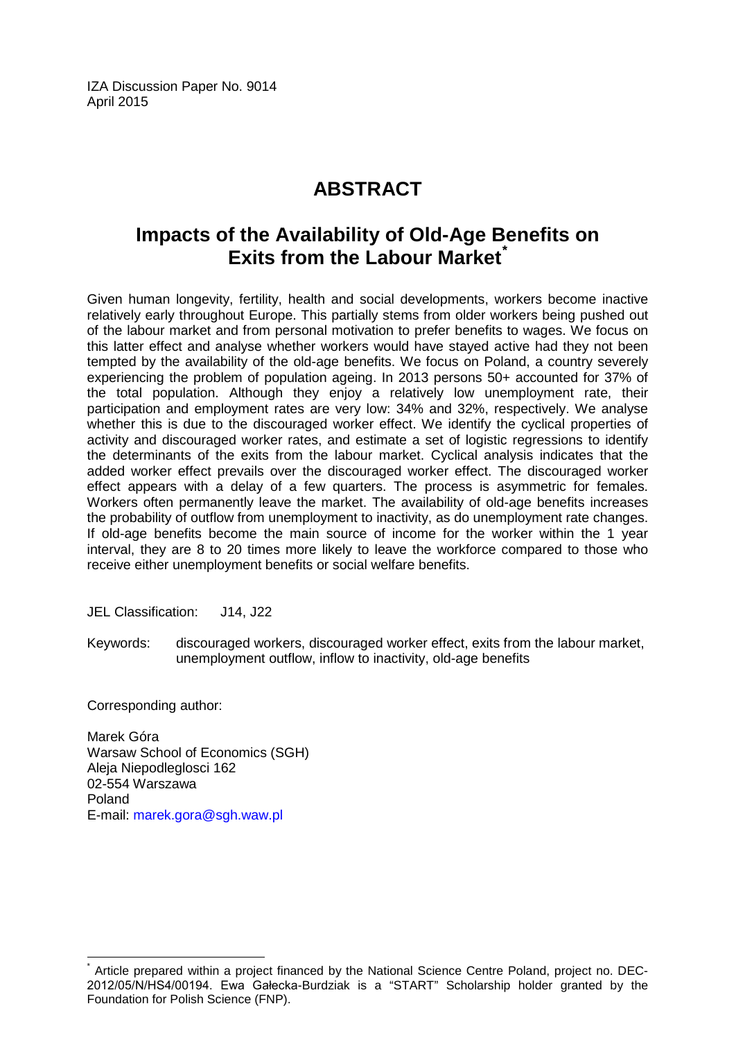IZA Discussion Paper No. 9014
April 2015

# ABSTRACT

## Impacts of the Availability of Old-Age Benefits on Exits from the Labour Market[*]

Given human longevity, fertility, health and social developments, workers become inactive relatively early throughout Europe. This partially stems from older workers being pushed out of the labour market and from personal motivation to prefer benefits to wages. We focus on this latter effect and analyse whether workers would have stayed active had they not been tempted by the availability of the old-age benefits. We focus on Poland, a country severely experiencing the problem of population ageing. In 2013 persons 50+ accounted for 37% of the total population. Although they enjoy a relatively low unemployment rate, their participation and employment rates are very low: 34% and 32%, respectively. We analyse whether this is due to the discouraged worker effect. We identify the cyclical properties of activity and discouraged worker rates, and estimate a set of logistic regressions to identify the determinants of the exits from the labour market. Cyclical analysis indicates that the added worker effect prevails over the discouraged worker effect. The discouraged worker effect appears with a delay of a few quarters. The process is asymmetric for females. Workers often permanently leave the market. The availability of old-age benefits increases the probability of outflow from unemployment to inactivity, as do unemployment rate changes. If old-age benefits become the main source of income for the worker within the 1 year interval, they are 8 to 20 times more likely to leave the workforce compared to those who receive either unemployment benefits or social welfare benefits.

JEL Classification: J14, J22

Keywords: discouraged workers, discouraged worker effect, exits from the labour market, unemployment outflow, inflow to inactivity, old-age benefits

Corresponding author:

Marek Góra
Warsaw School of Economics (SGH)
Aleja Niepodleglosci 162
02-554 Warszawa
Poland
E-mail: marek.gora@sgh.waw.pl

[*] Article prepared within a project financed by the National Science Centre Poland, project no. DEC-2012/05/N/HS4/00194. Ewa Gałecka-Burdziak is a "START" Scholarship holder granted by the Foundation for Polish Science (FNP).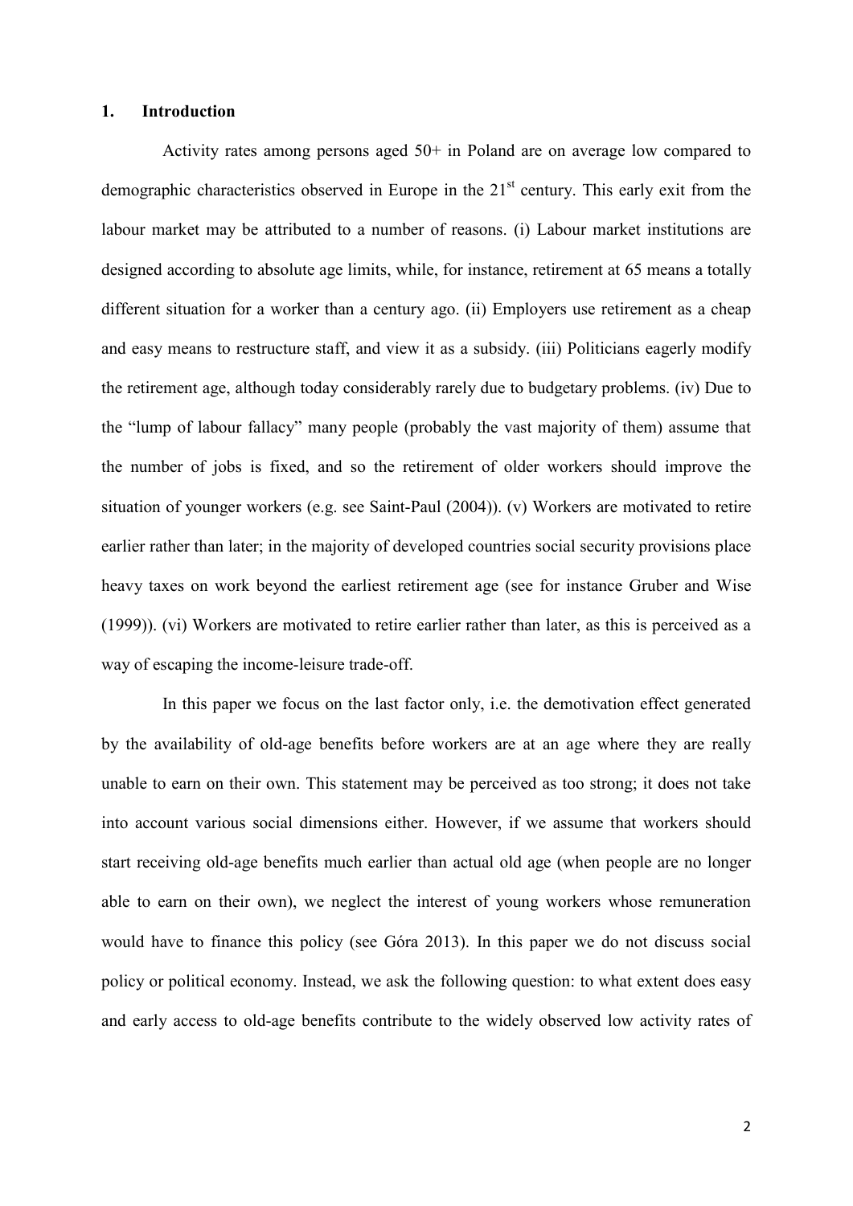## 1. Introduction

Activity rates among persons aged 50+ in Poland are on average low compared to demographic characteristics observed in Europe in the 21st century. This early exit from the labour market may be attributed to a number of reasons. (i) Labour market institutions are designed according to absolute age limits, while, for instance, retirement at 65 means a totally different situation for a worker than a century ago. (ii) Employers use retirement as a cheap and easy means to restructure staff, and view it as a subsidy. (iii) Politicians eagerly modify the retirement age, although today considerably rarely due to budgetary problems. (iv) Due to the "lump of labour fallacy" many people (probably the vast majority of them) assume that the number of jobs is fixed, and so the retirement of older workers should improve the situation of younger workers (e.g. see Saint-Paul (2004)). (v) Workers are motivated to retire earlier rather than later; in the majority of developed countries social security provisions place heavy taxes on work beyond the earliest retirement age (see for instance Gruber and Wise (1999)). (vi) Workers are motivated to retire earlier rather than later, as this is perceived as a way of escaping the income-leisure trade-off.

In this paper we focus on the last factor only, i.e. the demotivation effect generated by the availability of old-age benefits before workers are at an age where they are really unable to earn on their own. This statement may be perceived as too strong; it does not take into account various social dimensions either. However, if we assume that workers should start receiving old-age benefits much earlier than actual old age (when people are no longer able to earn on their own), we neglect the interest of young workers whose remuneration would have to finance this policy (see Góra 2013). In this paper we do not discuss social policy or political economy. Instead, we ask the following question: to what extent does easy and early access to old-age benefits contribute to the widely observed low activity rates of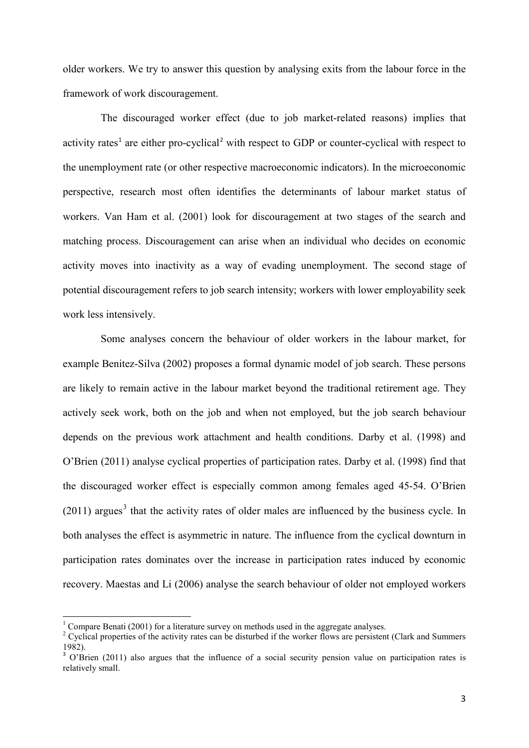older workers. We try to answer this question by analysing exits from the labour force in the framework of work discouragement.

The discouraged worker effect (due to job market-related reasons) implies that activity rates[1] are either pro-cyclical[2] with respect to GDP or counter-cyclical with respect to the unemployment rate (or other respective macroeconomic indicators). In the microeconomic perspective, research most often identifies the determinants of labour market status of workers. Van Ham et al. (2001) look for discouragement at two stages of the search and matching process. Discouragement can arise when an individual who decides on economic activity moves into inactivity as a way of evading unemployment. The second stage of potential discouragement refers to job search intensity; workers with lower employability seek work less intensively.

Some analyses concern the behaviour of older workers in the labour market, for example Benitez-Silva (2002) proposes a formal dynamic model of job search. These persons are likely to remain active in the labour market beyond the traditional retirement age. They actively seek work, both on the job and when not employed, but the job search behaviour depends on the previous work attachment and health conditions. Darby et al. (1998) and O'Brien (2011) analyse cyclical properties of participation rates. Darby et al. (1998) find that the discouraged worker effect is especially common among females aged 45-54. O'Brien (2011) argues[3] that the activity rates of older males are influenced by the business cycle. In both analyses the effect is asymmetric in nature. The influence from the cyclical downturn in participation rates dominates over the increase in participation rates induced by economic recovery. Maestas and Li (2006) analyse the search behaviour of older not employed workers

[1] Compare Benati (2001) for a literature survey on methods used in the aggregate analyses.

[2] Cyclical properties of the activity rates can be disturbed if the worker flows are persistent (Clark and Summers 1982).

[3] O'Brien (2011) also argues that the influence of a social security pension value on participation rates is relatively small.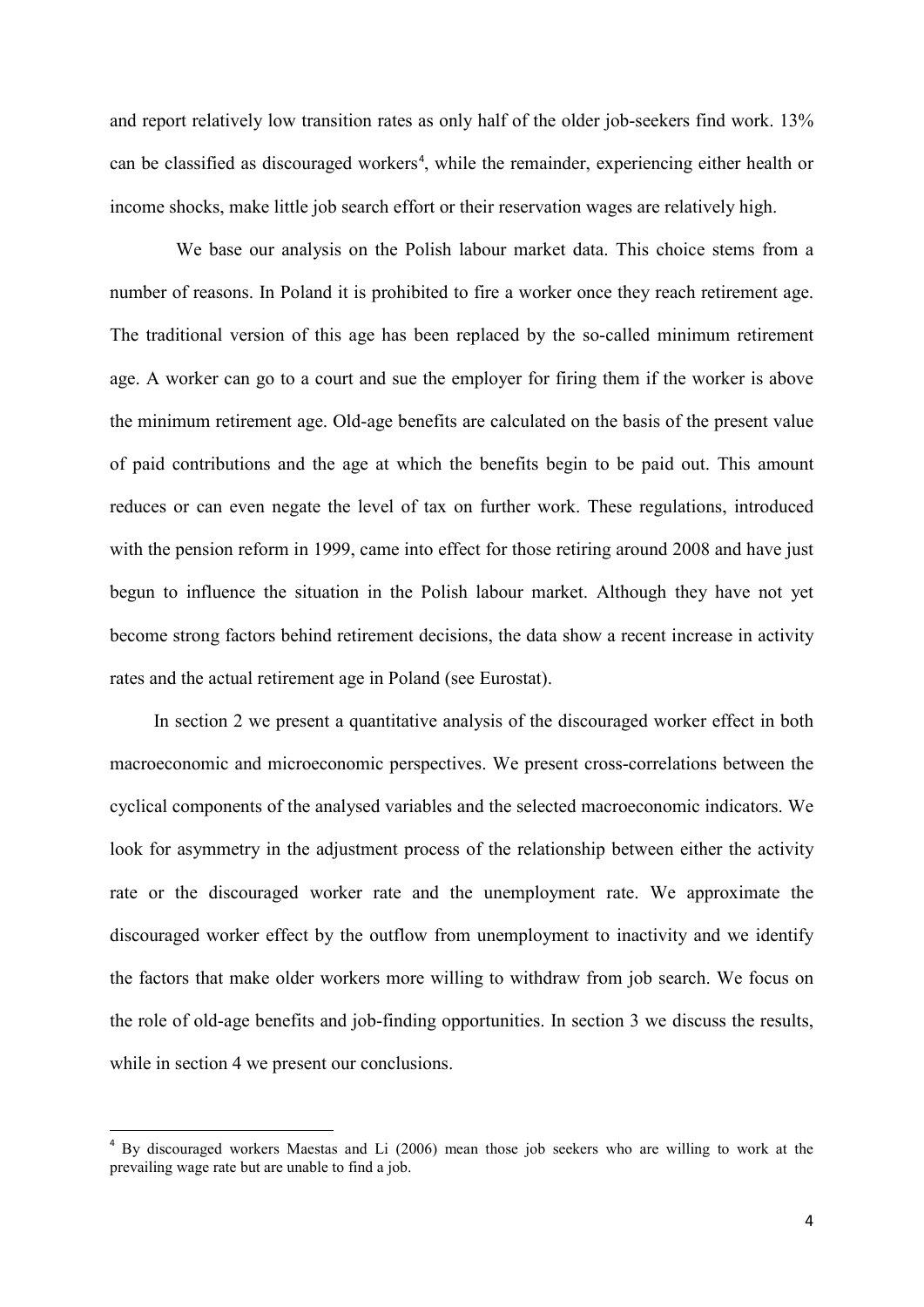and report relatively low transition rates as only half of the older job-seekers find work. 13% can be classified as discouraged workers[4], while the remainder, experiencing either health or income shocks, make little job search effort or their reservation wages are relatively high.

We base our analysis on the Polish labour market data. This choice stems from a number of reasons. In Poland it is prohibited to fire a worker once they reach retirement age. The traditional version of this age has been replaced by the so-called minimum retirement age. A worker can go to a court and sue the employer for firing them if the worker is above the minimum retirement age. Old-age benefits are calculated on the basis of the present value of paid contributions and the age at which the benefits begin to be paid out. This amount reduces or can even negate the level of tax on further work. These regulations, introduced with the pension reform in 1999, came into effect for those retiring around 2008 and have just begun to influence the situation in the Polish labour market. Although they have not yet become strong factors behind retirement decisions, the data show a recent increase in activity rates and the actual retirement age in Poland (see Eurostat).

In section 2 we present a quantitative analysis of the discouraged worker effect in both macroeconomic and microeconomic perspectives. We present cross-correlations between the cyclical components of the analysed variables and the selected macroeconomic indicators. We look for asymmetry in the adjustment process of the relationship between either the activity rate or the discouraged worker rate and the unemployment rate. We approximate the discouraged worker effect by the outflow from unemployment to inactivity and we identify the factors that make older workers more willing to withdraw from job search. We focus on the role of old-age benefits and job-finding opportunities. In section 3 we discuss the results, while in section 4 we present our conclusions.

---

[4] By discouraged workers Maestas and Li (2006) mean those job seekers who are willing to work at the prevailing wage rate but are unable to find a job.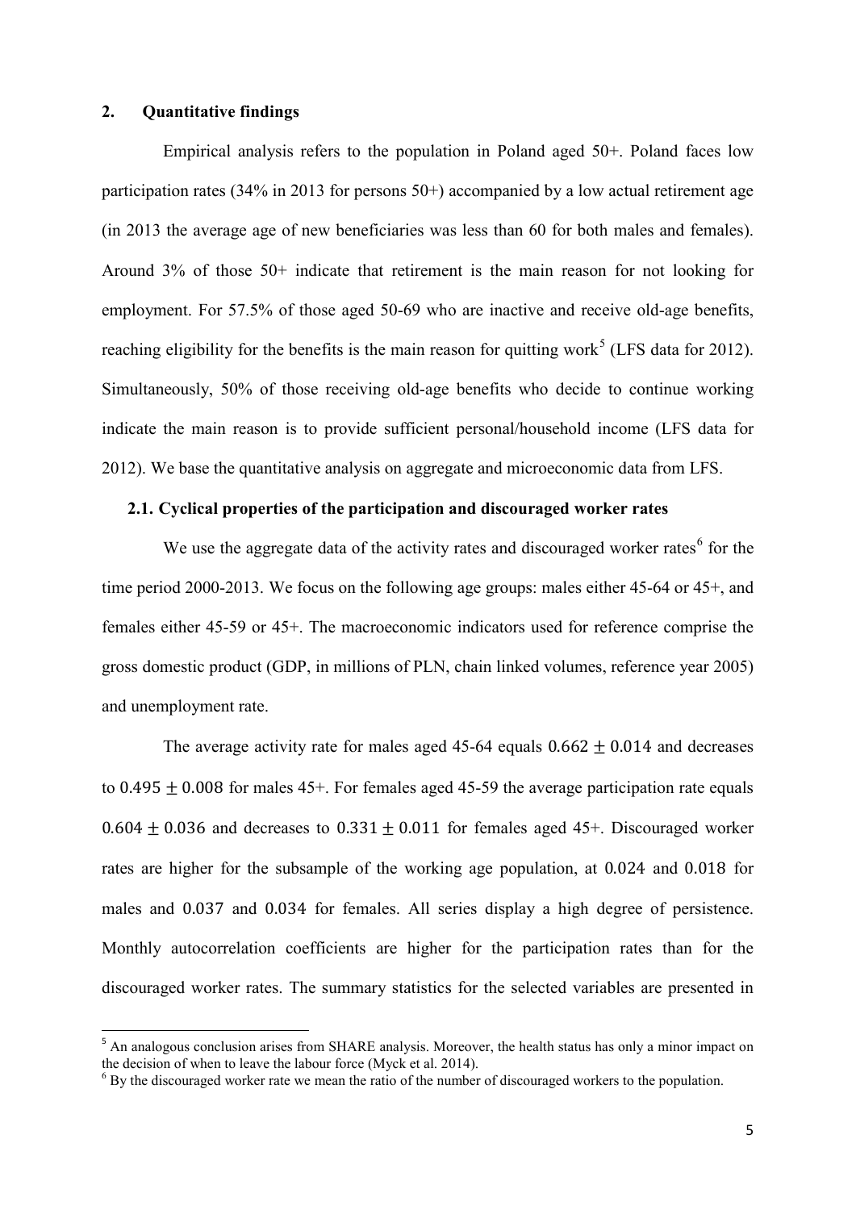## 2. Quantitative findings

Empirical analysis refers to the population in Poland aged 50+. Poland faces low participation rates (34% in 2013 for persons 50+) accompanied by a low actual retirement age (in 2013 the average age of new beneficiaries was less than 60 for both males and females). Around 3% of those 50+ indicate that retirement is the main reason for not looking for employment. For 57.5% of those aged 50-69 who are inactive and receive old-age benefits, reaching eligibility for the benefits is the main reason for quitting work[5] (LFS data for 2012). Simultaneously, 50% of those receiving old-age benefits who decide to continue working indicate the main reason is to provide sufficient personal/household income (LFS data for 2012). We base the quantitative analysis on aggregate and microeconomic data from LFS.

### 2.1. Cyclical properties of the participation and discouraged worker rates

We use the aggregate data of the activity rates and discouraged worker rates[6] for the time period 2000-2013. We focus on the following age groups: males either 45-64 or 45+, and females either 45-59 or 45+. The macroeconomic indicators used for reference comprise the gross domestic product (GDP, in millions of PLN, chain linked volumes, reference year 2005) and unemployment rate.

The average activity rate for males aged 45-64 equals $0.662 \pm 0.014$ and decreases to $0.495 \pm 0.008$ for males 45+. For females aged 45-59 the average participation rate equals $0.604 \pm 0.036$ and decreases to $0.331 \pm 0.011$ for females aged 45+. Discouraged worker rates are higher for the subsample of the working age population, at $0.024$ and $0.018$ for males and $0.037$ and $0.034$ for females. All series display a high degree of persistence. Monthly autocorrelation coefficients are higher for the participation rates than for the discouraged worker rates. The summary statistics for the selected variables are presented in

[5] An analogous conclusion arises from SHARE analysis. Moreover, the health status has only a minor impact on the decision of when to leave the labour force (Myck et al. 2014).

[6] By the discouraged worker rate we mean the ratio of the number of discouraged workers to the population.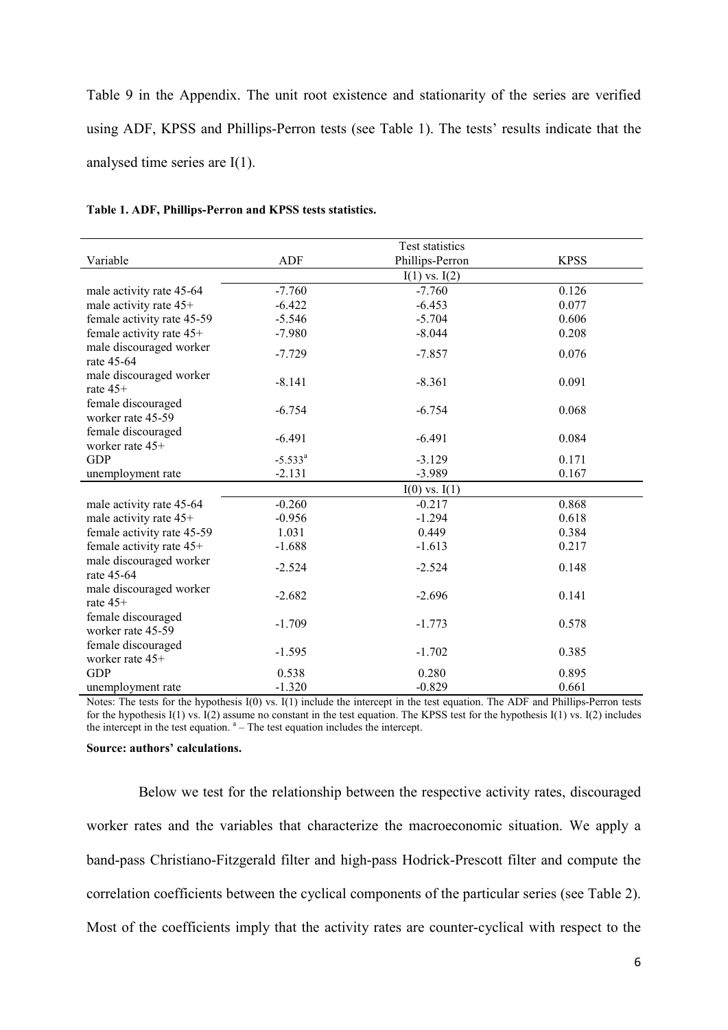Table 9 in the Appendix. The unit root existence and stationarity of the series are verified using ADF, KPSS and Phillips-Perron tests (see Table 1). The tests' results indicate that the analysed time series are I(1).

**Table 1. ADF, Phillips-Perron and KPSS tests statistics.**

| | Test statistics | | |
|---|---|---|---|
| Variable | ADF | Phillips-Perron | KPSS |
| | I(1) vs. I(2) | | |
| male activity rate 45-64 | -7.760 | -7.760 | 0.126 |
| male activity rate 45+ | -6.422 | -6.453 | 0.077 |
| female activity rate 45-59 | -5.546 | -5.704 | 0.606 |
| female activity rate 45+ | -7.980 | -8.044 | 0.208 |
| male discouraged worker rate 45-64 | -7.729 | -7.857 | 0.076 |
| male discouraged worker rate 45+ | -8.141 | -8.361 | 0.091 |
| female discouraged worker rate 45-59 | -6.754 | -6.754 | 0.068 |
| female discouraged worker rate 45+ | -6.491 | -6.491 | 0.084 |
| GDP | -5.533[a] | -3.129 | 0.171 |
| unemployment rate | -2.131 | -3.989 | 0.167 |
| | I(0) vs. I(1) | | |
| male activity rate 45-64 | -0.260 | -0.217 | 0.868 |
| male activity rate 45+ | -0.956 | -1.294 | 0.618 |
| female activity rate 45-59 | 1.031 | 0.449 | 0.384 |
| female activity rate 45+ | -1.688 | -1.613 | 0.217 |
| male discouraged worker rate 45-64 | -2.524 | -2.524 | 0.148 |
| male discouraged worker rate 45+ | -2.682 | -2.696 | 0.141 |
| female discouraged worker rate 45-59 | -1.709 | -1.773 | 0.578 |
| female discouraged worker rate 45+ | -1.595 | -1.702 | 0.385 |
| GDP | 0.538 | 0.280 | 0.895 |
| unemployment rate | -1.320 | -0.829 | 0.661 |

Notes: The tests for the hypothesis I(0) vs. I(1) include the intercept in the test equation. The ADF and Phillips-Perron tests for the hypothesis I(1) vs. I(2) assume no constant in the test equation. The KPSS test for the hypothesis I(1) vs. I(2) includes the intercept in the test equation. [a] – The test equation includes the intercept.

**Source: authors' calculations.**

Below we test for the relationship between the respective activity rates, discouraged worker rates and the variables that characterize the macroeconomic situation. We apply a band-pass Christiano-Fitzgerald filter and high-pass Hodrick-Prescott filter and compute the correlation coefficients between the cyclical components of the particular series (see Table 2). Most of the coefficients imply that the activity rates are counter-cyclical with respect to the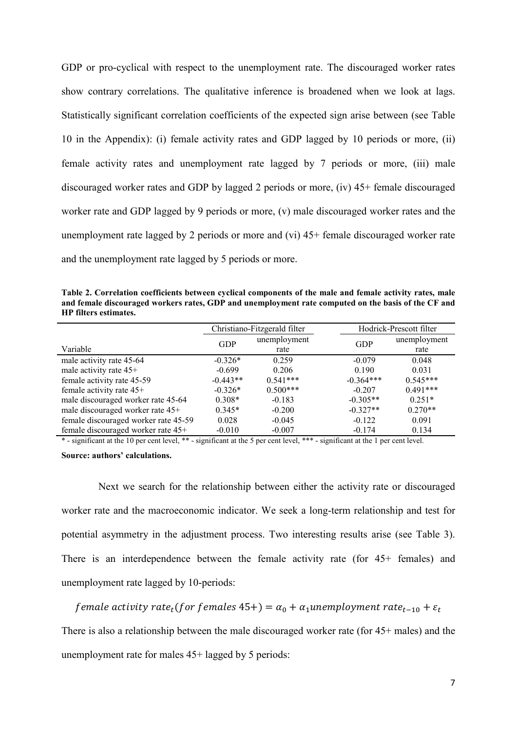GDP or pro-cyclical with respect to the unemployment rate. The discouraged worker rates show contrary correlations. The qualitative inference is broadened when we look at lags. Statistically significant correlation coefficients of the expected sign arise between (see Table 10 in the Appendix): (i) female activity rates and GDP lagged by 10 periods or more, (ii) female activity rates and unemployment rate lagged by 7 periods or more, (iii) male discouraged worker rates and GDP by lagged 2 periods or more, (iv) 45+ female discouraged worker rate and GDP lagged by 9 periods or more, (v) male discouraged worker rates and the unemployment rate lagged by 2 periods or more and (vi) 45+ female discouraged worker rate and the unemployment rate lagged by 5 periods or more.

**Table 2. Correlation coefficients between cyclical components of the male and female activity rates, male and female discouraged workers rates, GDP and unemployment rate computed on the basis of the CF and HP filters estimates.**

| | Christiano-Fitzgerald filter | | Hodrick-Prescott filter | |
|---|---|---|---|---|
| Variable | GDP | unemployment rate | GDP | unemployment rate |
| male activity rate 45-64 | -0.326* | 0.259 | -0.079 | 0.048 |
| male activity rate 45+ | -0.699 | 0.206 | 0.190 | 0.031 |
| female activity rate 45-59 | -0.443** | 0.541*** | -0.364*** | 0.545*** |
| female activity rate 45+ | -0.326* | 0.500*** | -0.207 | 0.491*** |
| male discouraged worker rate 45-64 | 0.308* | -0.183 | -0.305** | 0.251* |
| male discouraged worker rate 45+ | 0.345* | -0.200 | -0.327** | 0.270** |
| female discouraged worker rate 45-59 | 0.028 | -0.045 | -0.122 | 0.091 |
| female discouraged worker rate 45+ | -0.010 | -0.007 | -0.174 | 0.134 |

* - significant at the 10 per cent level, ** - significant at the 5 per cent level, *** - significant at the 1 per cent level.

**Source: authors' calculations.**

Next we search for the relationship between either the activity rate or discouraged worker rate and the macroeconomic indicator. We seek a long-term relationship and test for potential asymmetry in the adjustment process. Two interesting results arise (see Table 3). There is an interdependence between the female activity rate (for 45+ females) and unemployment rate lagged by 10-periods:

$$female\ activity\ rate_t(for\ females\ 45+) = \alpha_0 + \alpha_1 unemployment\ rate_{t-10} + \varepsilon_t$$

There is also a relationship between the male discouraged worker rate (for 45+ males) and the unemployment rate for males 45+ lagged by 5 periods: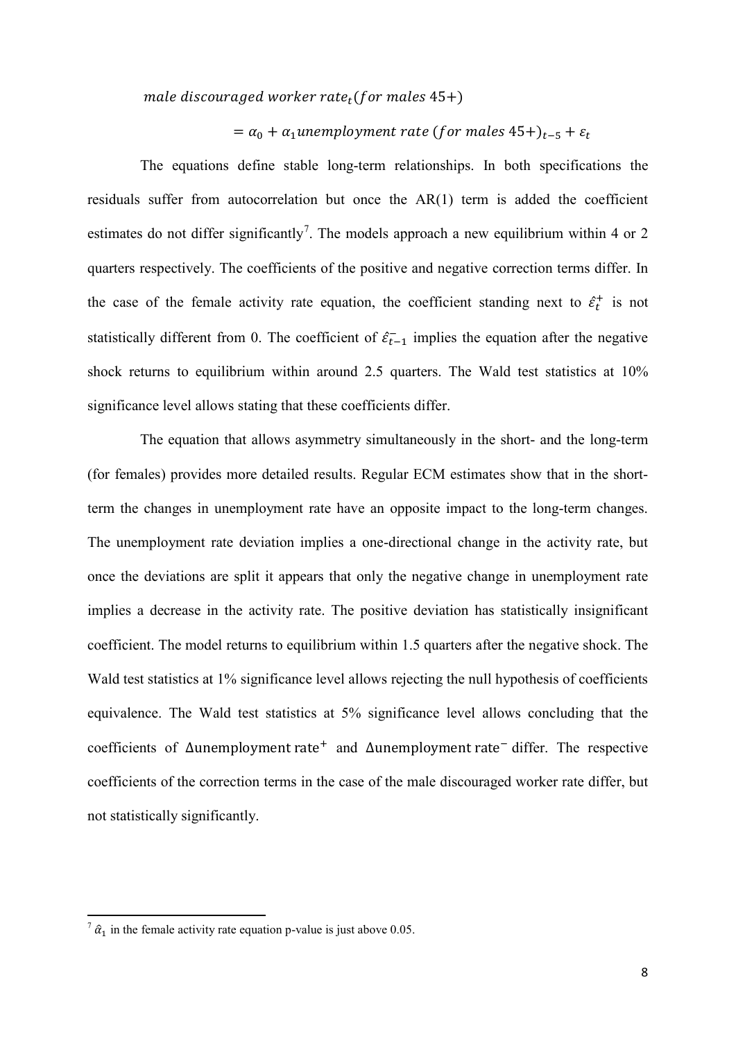$$male\ discouraged\ worker\ rate_t (for\ males\ 45+)$$

$$= \alpha_0 + \alpha_1 unemployment\ rate\ (for\ males\ 45+)_{t-5} + \varepsilon_t$$

The equations define stable long-term relationships. In both specifications the residuals suffer from autocorrelation but once the AR(1) term is added the coefficient estimates do not differ significantly[7]. The models approach a new equilibrium within 4 or 2 quarters respectively. The coefficients of the positive and negative correction terms differ. In the case of the female activity rate equation, the coefficient standing next to $\hat{\varepsilon}_t^{+}$ is not statistically different from 0. The coefficient of $\hat{\varepsilon}_{t-1}^{-}$ implies the equation after the negative shock returns to equilibrium within around 2.5 quarters. The Wald test statistics at 10% significance level allows stating that these coefficients differ.

The equation that allows asymmetry simultaneously in the short- and the long-term (for females) provides more detailed results. Regular ECM estimates show that in the short-term the changes in unemployment rate have an opposite impact to the long-term changes. The unemployment rate deviation implies a one-directional change in the activity rate, but once the deviations are split it appears that only the negative change in unemployment rate implies a decrease in the activity rate. The positive deviation has statistically insignificant coefficient. The model returns to equilibrium within 1.5 quarters after the negative shock. The Wald test statistics at 1% significance level allows rejecting the null hypothesis of coefficients equivalence. The Wald test statistics at 5% significance level allows concluding that the coefficients of $\Delta \text{unemployment rate}^{+}$ and $\Delta \text{unemployment rate}^{-}$ differ. The respective coefficients of the correction terms in the case of the male discouraged worker rate differ, but not statistically significantly.

[7] $\hat{\alpha}_1$ in the female activity rate equation p-value is just above 0.05.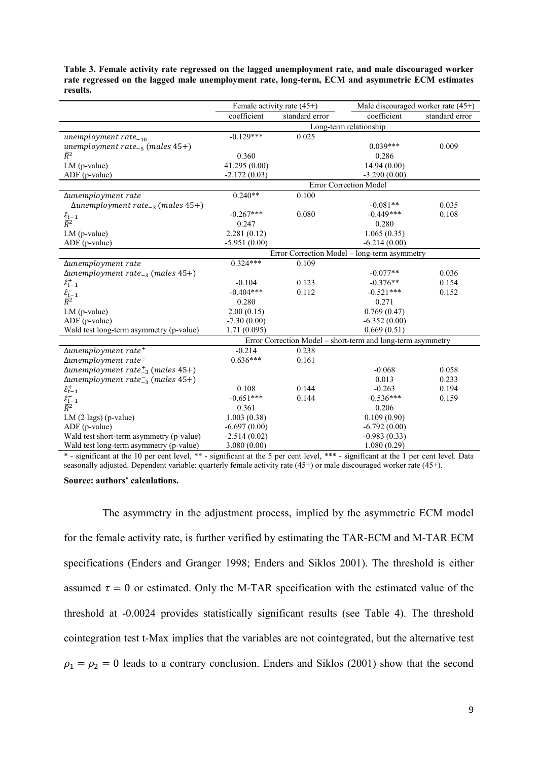**Table 3. Female activity rate regressed on the lagged unemployment rate, and male discouraged worker rate regressed on the lagged male unemployment rate, long-term, ECM and asymmetric ECM estimates results.**

| | Female activity rate (45+) | | Male discouraged worker rate (45+) | |
|---|---|---|---|---|
| | coefficient | standard error | coefficient | standard error |
| | Long-term relationship | | | |
| $unemployment\ rate_{-10}$ | -0.129*** | 0.025 | | |
| $unemployment\ rate_{-5}\ (males\ 45+)$ | | | 0.039*** | 0.009 |
| $\bar{R}^2$ | 0.360 | | 0.286 | |
| LM (p-value) | 41.295 (0.00) | | 14.94 (0.00) | |
| ADF (p-value) | -2.172 (0.03) | | -3.290 (0.00) | |
| | Error Correction Model | | | |
| $\Delta unemployment\ rate$ | 0.240** | 0.100 | | |
| $\Delta unemployment\ rate_{-3}\ (males\ 45+)$ | | | -0.081** | 0.035 |
| $\hat{\varepsilon}_{t-1}$ | -0.267*** | 0.080 | -0.449*** | 0.108 |
| $\bar{R}^2$ | 0.247 | | 0.280 | |
| LM (p-value) | 2.281 (0.12) | | 1.065 (0.35) | |
| ADF (p-value) | -5.951 (0.00) | | -6.214 (0.00) | |
| | Error Correction Model – long-term asymmetry | | | |
| $\Delta unemployment\ rate$ | 0.324*** | 0.109 | | |
| $\Delta unemployment\ rate_{-3}\ (males\ 45+)$ | | | -0.077** | 0.036 |
| $\hat{\varepsilon}^{+}_{t-1}$ | -0.104 | 0.123 | -0.376** | 0.154 |
| $\hat{\varepsilon}^{-}_{t-1}$ | -0.404*** | 0.112 | -0.521*** | 0.152 |
| $\bar{R}^2$ | 0.280 | | 0.271 | |
| LM (p-value) | 2.00 (0.15) | | 0.769 (0.47) | |
| ADF (p-value) | -7.30 (0.00) | | -6.352 (0.00) | |
| Wald test long-term asymmetry (p-value) | 1.71 (0.095) | | 0.669 (0.51) | |
| | Error Correction Model – short-term and long-term asymmetry | | | |
| $\Delta unemployment\ rate^{+}$ | -0.214 | 0.238 | | |
| $\Delta unemployment\ rate^{-}$ | 0.636*** | 0.161 | | |
| $\Delta unemployment\ rate^{+}_{-3}\ (males\ 45+)$ | | | -0.068 | 0.058 |
| $\Delta unemployment\ rate^{-}_{-3}\ (males\ 45+)$ | | | 0.013 | 0.233 |
| $\hat{\varepsilon}^{+}_{t-1}$ | 0.108 | 0.144 | -0.263 | 0.194 |
| $\hat{\varepsilon}^{-}_{t-1}$ | -0.651*** | 0.144 | -0.536*** | 0.159 |
| $\bar{R}^2$ | 0.361 | | 0.206 | |
| LM (2 lags) (p-value) | 1.003 (0.38) | | 0.109 (0.90) | |
| ADF (p-value) | -6.697 (0.00) | | -6.792 (0.00) | |
| Wald test short-term asymmetry (p-value) | -2.514 (0.02) | | -0.983 (0.33) | |
| Wald test long-term asymmetry (p-value) | 3.080 (0.00) | | 1.080 (0.29) | |

\* - significant at the 10 per cent level, ** - significant at the 5 per cent level, *** - significant at the 1 per cent level. Data seasonally adjusted. Dependent variable: quarterly female activity rate (45+) or male discouraged worker rate (45+).

**Source: authors' calculations.**

The asymmetry in the adjustment process, implied by the asymmetric ECM model for the female activity rate, is further verified by estimating the TAR-ECM and M-TAR ECM specifications (Enders and Granger 1998; Enders and Siklos 2001). The threshold is either assumed $\tau = 0$ or estimated. Only the M-TAR specification with the estimated value of the threshold at -0.0024 provides statistically significant results (see Table 4). The threshold cointegration test t-Max implies that the variables are not cointegrated, but the alternative test $\rho_1 = \rho_2 = 0$ leads to a contrary conclusion. Enders and Siklos (2001) show that the second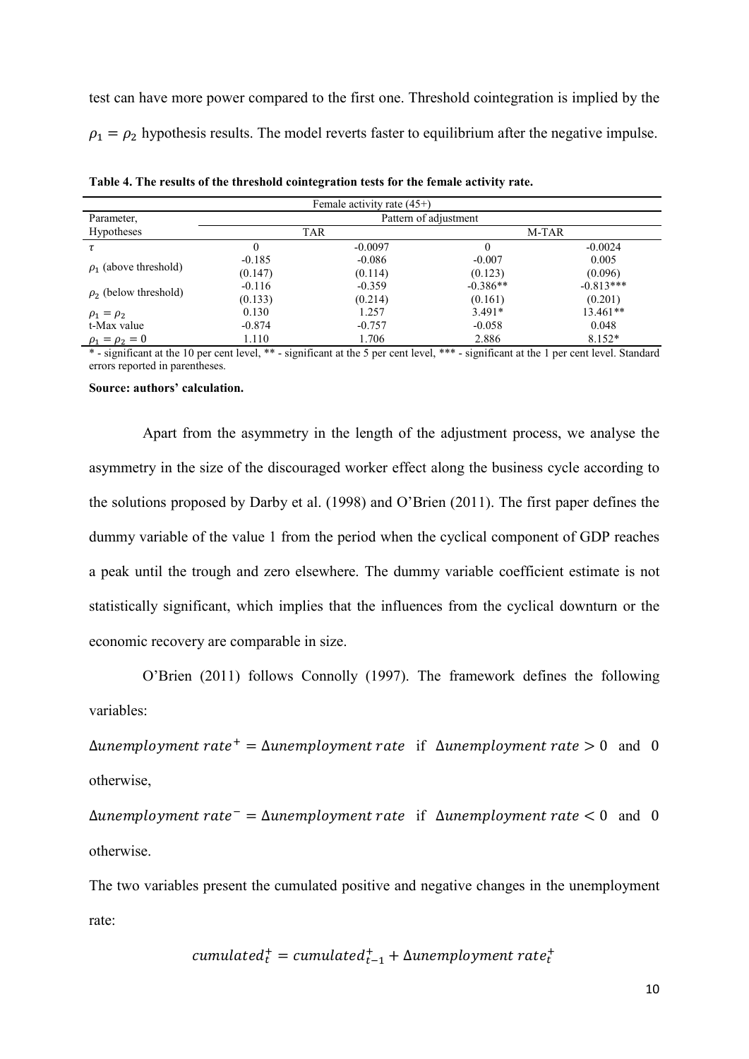test can have more power compared to the first one. Threshold cointegration is implied by the $\rho_1 = \rho_2$ hypothesis results. The model reverts faster to equilibrium after the negative impulse.

**Table 4. The results of the threshold cointegration tests for the female activity rate.**

| Female activity rate (45+) | | | | |
|---|---|---|---|---|
| Parameter, | Pattern of adjustment | | | |
| Hypotheses | TAR | | M-TAR | |
| $\tau$ | 0 | -0.0097 | 0 | -0.0024 |
| $\rho_1$ (above threshold) | -0.185 | -0.086 | -0.007 | 0.005 |
| | (0.147) | (0.114) | (0.123) | (0.096) |
| $\rho_2$ (below threshold) | -0.116 | -0.359 | -0.386** | -0.813*** |
| | (0.133) | (0.214) | (0.161) | (0.201) |
| $\rho_1 = \rho_2$ | 0.130 | 1.257 | 3.491* | 13.461** |
| t-Max value | -0.874 | -0.757 | -0.058 | 0.048 |
| $\rho_1 = \rho_2 = 0$ | 1.110 | 1.706 | 2.886 | 8.152* |

* - significant at the 10 per cent level, ** - significant at the 5 per cent level, *** - significant at the 1 per cent level. Standard errors reported in parentheses.

**Source: authors' calculation.**

Apart from the asymmetry in the length of the adjustment process, we analyse the asymmetry in the size of the discouraged worker effect along the business cycle according to the solutions proposed by Darby et al. (1998) and O'Brien (2011). The first paper defines the dummy variable of the value 1 from the period when the cyclical component of GDP reaches a peak until the trough and zero elsewhere. The dummy variable coefficient estimate is not statistically significant, which implies that the influences from the cyclical downturn or the economic recovery are comparable in size.

O'Brien (2011) follows Connolly (1997). The framework defines the following variables:

$\Delta unemployment\ rate^{+} = \Delta unemployment\ rate$ if $\Delta unemployment\ rate > 0$ and 0 otherwise,

$\Delta unemployment\ rate^{-} = \Delta unemployment\ rate$ if $\Delta unemployment\ rate < 0$ and 0 otherwise.

The two variables present the cumulated positive and negative changes in the unemployment rate:

$$cumulated_t^{+} = cumulated_{t-1}^{+} + \Delta unemployment\ rate_t^{+}$$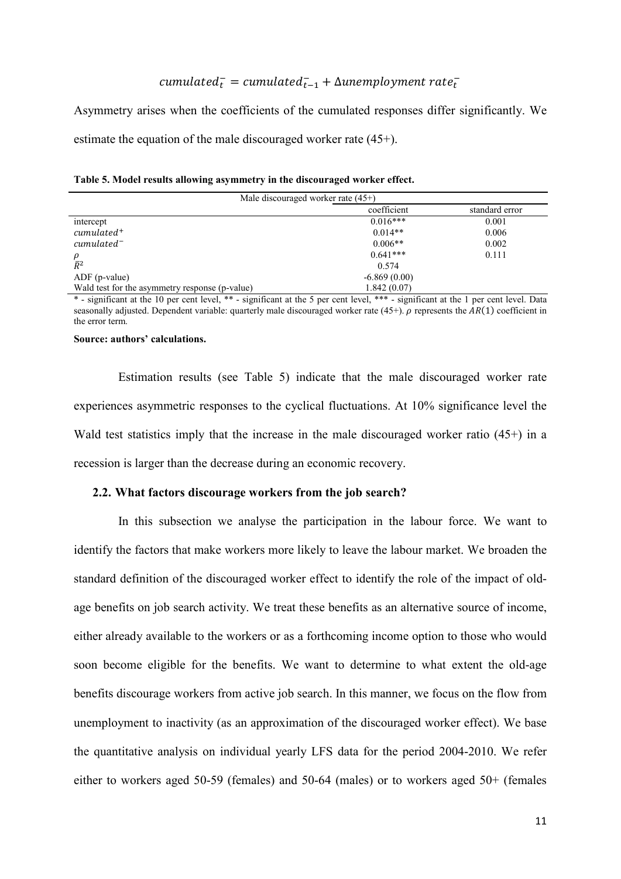$$cumulated_t^- = cumulated_{t-1}^- + \Delta unemployment\ rate_t^-$$

Asymmetry arises when the coefficients of the cumulated responses differ significantly. We estimate the equation of the male discouraged worker rate (45+).

**Table 5. Model results allowing asymmetry in the discouraged worker effect.**

| | Male discouraged worker rate (45+) | |
|---|---|---|
| | coefficient | standard error |
| intercept | 0.016*** | 0.001 |
| $cumulated^+$ | 0.014** | 0.006 |
| $cumulated^-$ | 0.006** | 0.002 |
| $\rho$ | 0.641*** | 0.111 |
| $\bar{R}^2$ | 0.574 | |
| ADF (p-value) | -6.869 (0.00) | |
| Wald test for the asymmetry response (p-value) | 1.842 (0.07) | |

* - significant at the 10 per cent level, ** - significant at the 5 per cent level, *** - significant at the 1 per cent level. Data seasonally adjusted. Dependent variable: quarterly male discouraged worker rate (45+). $\rho$ represents the $AR(1)$ coefficient in the error term.

**Source: authors' calculations.**

Estimation results (see Table 5) indicate that the male discouraged worker rate experiences asymmetric responses to the cyclical fluctuations. At 10% significance level the Wald test statistics imply that the increase in the male discouraged worker ratio (45+) in a recession is larger than the decrease during an economic recovery.

### 2.2. What factors discourage workers from the job search?

In this subsection we analyse the participation in the labour force. We want to identify the factors that make workers more likely to leave the labour market. We broaden the standard definition of the discouraged worker effect to identify the role of the impact of old-age benefits on job search activity. We treat these benefits as an alternative source of income, either already available to the workers or as a forthcoming income option to those who would soon become eligible for the benefits. We want to determine to what extent the old-age benefits discourage workers from active job search. In this manner, we focus on the flow from unemployment to inactivity (as an approximation of the discouraged worker effect). We base the quantitative analysis on individual yearly LFS data for the period 2004-2010. We refer either to workers aged 50-59 (females) and 50-64 (males) or to workers aged 50+ (females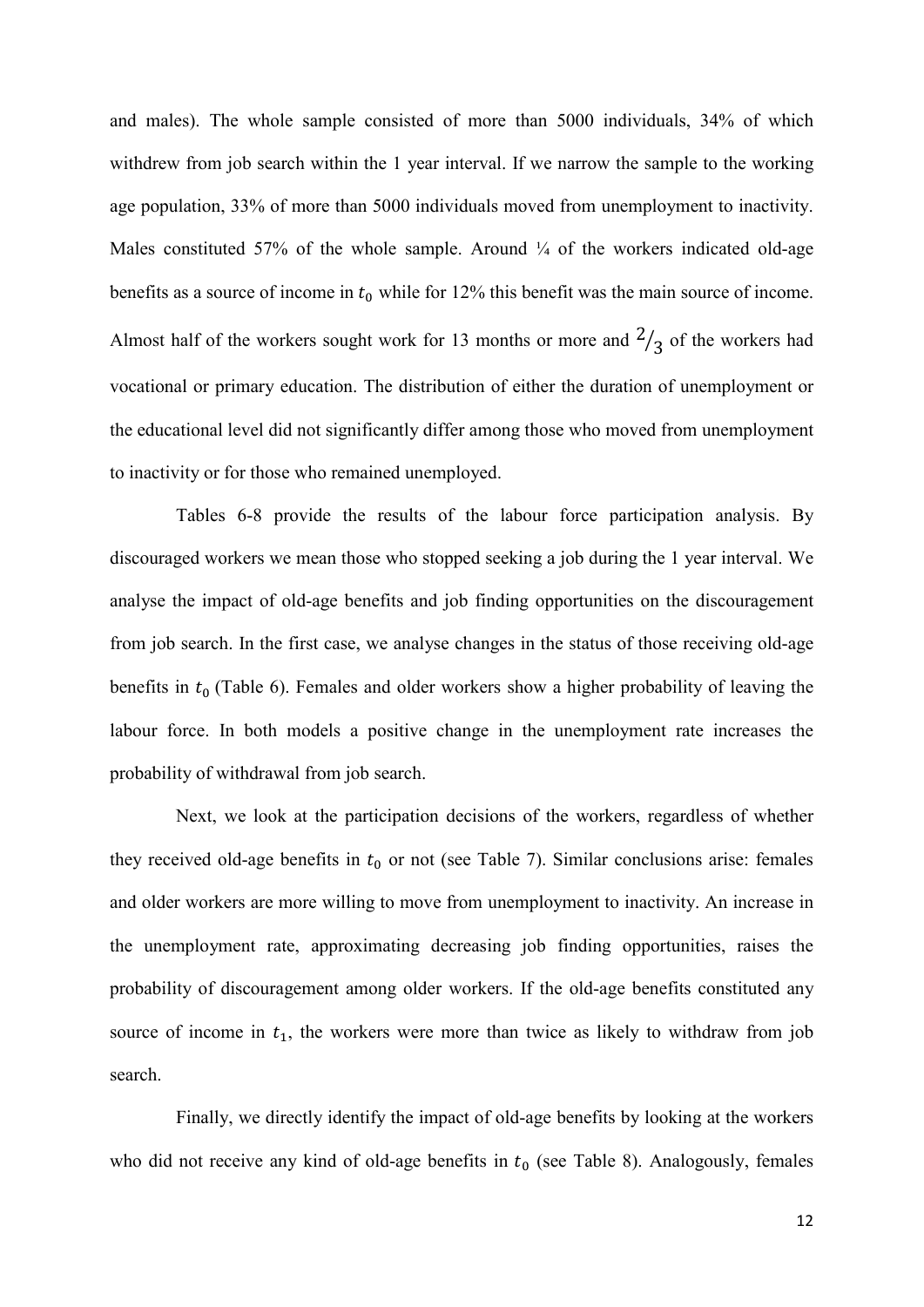and males). The whole sample consisted of more than 5000 individuals, 34% of which withdrew from job search within the 1 year interval. If we narrow the sample to the working age population, 33% of more than 5000 individuals moved from unemployment to inactivity. Males constituted 57% of the whole sample. Around ¼ of the workers indicated old-age benefits as a source of income in $t_0$ while for 12% this benefit was the main source of income. Almost half of the workers sought work for 13 months or more and $^2/_3$ of the workers had vocational or primary education. The distribution of either the duration of unemployment or the educational level did not significantly differ among those who moved from unemployment to inactivity or for those who remained unemployed.

Tables 6-8 provide the results of the labour force participation analysis. By discouraged workers we mean those who stopped seeking a job during the 1 year interval. We analyse the impact of old-age benefits and job finding opportunities on the discouragement from job search. In the first case, we analyse changes in the status of those receiving old-age benefits in $t_0$ (Table 6). Females and older workers show a higher probability of leaving the labour force. In both models a positive change in the unemployment rate increases the probability of withdrawal from job search.

Next, we look at the participation decisions of the workers, regardless of whether they received old-age benefits in $t_0$ or not (see Table 7). Similar conclusions arise: females and older workers are more willing to move from unemployment to inactivity. An increase in the unemployment rate, approximating decreasing job finding opportunities, raises the probability of discouragement among older workers. If the old-age benefits constituted any source of income in $t_1$, the workers were more than twice as likely to withdraw from job search.

Finally, we directly identify the impact of old-age benefits by looking at the workers who did not receive any kind of old-age benefits in $t_0$ (see Table 8). Analogously, females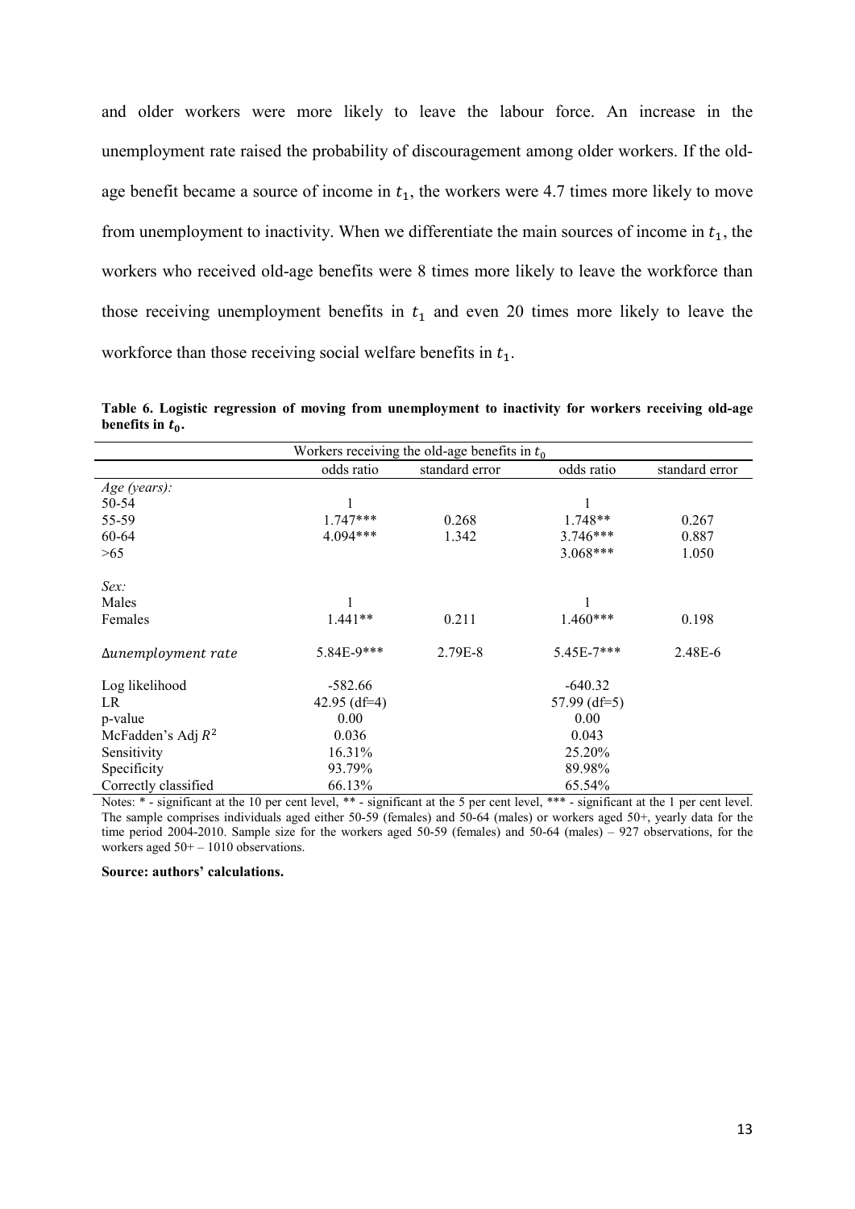and older workers were more likely to leave the labour force. An increase in the unemployment rate raised the probability of discouragement among older workers. If the old-age benefit became a source of income in $t_1$, the workers were 4.7 times more likely to move from unemployment to inactivity. When we differentiate the main sources of income in $t_1$, the workers who received old-age benefits were 8 times more likely to leave the workforce than those receiving unemployment benefits in $t_1$ and even 20 times more likely to leave the workforce than those receiving social welfare benefits in $t_1$.

**Table 6. Logistic regression of moving from unemployment to inactivity for workers receiving old-age benefits in $t_0$.**

| | Workers receiving the old-age benefits in $t_0$ | | | |
|---|---|---|---|---|
| | odds ratio | standard error | odds ratio | standard error |
| *Age (years):* | | | | |
| 50-54 | 1 | | 1 | |
| 55-59 | 1.747*** | 0.268 | 1.748** | 0.267 |
| 60-64 | 4.094*** | 1.342 | 3.746*** | 0.887 |
| >65 | | | 3.068*** | 1.050 |
| *Sex:* | | | | |
| Males | 1 | | 1 | |
| Females | 1.441** | 0.211 | 1.460*** | 0.198 |
| $\Delta unemployment\ rate$ | 5.84E-9*** | 2.79E-8 | 5.45E-7*** | 2.48E-6 |
| Log likelihood | -582.66 | | -640.32 | |
| LR | 42.95 (df=4) | | 57.99 (df=5) | |
| p-value | 0.00 | | 0.00 | |
| McFadden's Adj $R^2$ | 0.036 | | 0.043 | |
| Sensitivity | 16.31% | | 25.20% | |
| Specificity | 93.79% | | 89.98% | |
| Correctly classified | 66.13% | | 65.54% | |

Notes: * - significant at the 10 per cent level, ** - significant at the 5 per cent level, *** - significant at the 1 per cent level. The sample comprises individuals aged either 50-59 (females) and 50-64 (males) or workers aged 50+, yearly data for the time period 2004-2010. Sample size for the workers aged 50-59 (females) and 50-64 (males) – 927 observations, for the workers aged 50+ – 1010 observations.

**Source: authors' calculations.**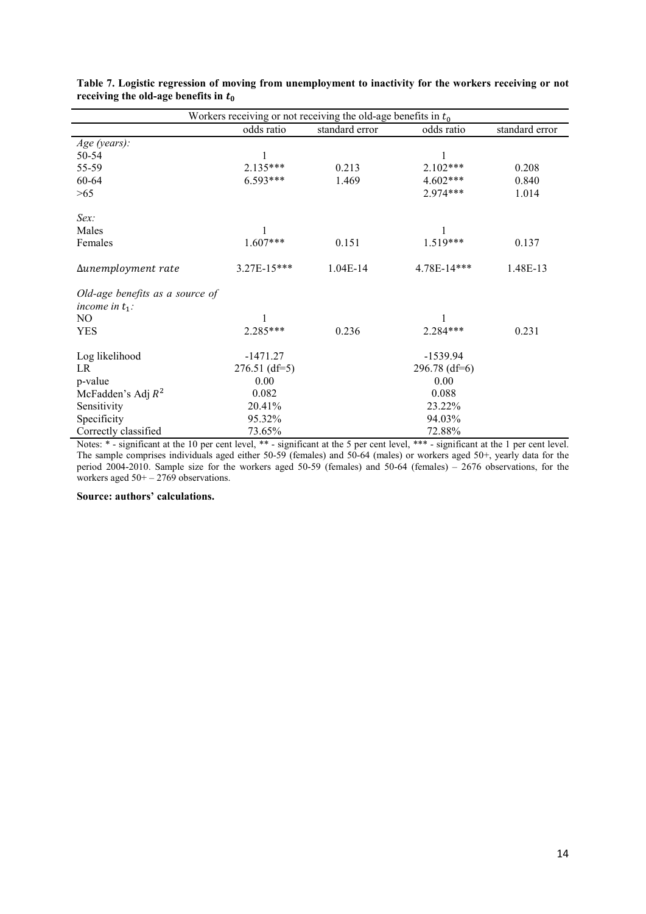**Table 7. Logistic regression of moving from unemployment to inactivity for the workers receiving or not receiving the old-age benefits in $t_0$**

| Workers receiving or not receiving the old-age benefits in $t_0$ | | | | |
|---|---|---|---|---|
| | odds ratio | standard error | odds ratio | standard error |
| *Age (years):* | | | | |
| 50-54 | 1 | | 1 | |
| 55-59 | 2.135*** | 0.213 | 2.102*** | 0.208 |
| 60-64 | 6.593*** | 1.469 | 4.602*** | 0.840 |
| >65 | | | 2.974*** | 1.014 |
| *Sex:* | | | | |
| Males | 1 | | 1 | |
| Females | 1.607*** | 0.151 | 1.519*** | 0.137 |
| $\Delta unemployment\ rate$ | 3.27E-15*** | 1.04E-14 | 4.78E-14*** | 1.48E-13 |
| *Old-age benefits as a source of income in $t_1$:* | | | | |
| NO | 1 | | 1 | |
| YES | 2.285*** | 0.236 | 2.284*** | 0.231 |
| Log likelihood | -1471.27 | | -1539.94 | |
| LR | 276.51 (df=5) | | 296.78 (df=6) | |
| p-value | 0.00 | | 0.00 | |
| McFadden's Adj $R^2$ | 0.082 | | 0.088 | |
| Sensitivity | 20.41% | | 23.22% | |
| Specificity | 95.32% | | 94.03% | |
| Correctly classified | 73.65% | | 72.88% | |

Notes: * - significant at the 10 per cent level, ** - significant at the 5 per cent level, *** - significant at the 1 per cent level. The sample comprises individuals aged either 50-59 (females) and 50-64 (males) or workers aged 50+, yearly data for the period 2004-2010. Sample size for the workers aged 50-59 (females) and 50-64 (females) – 2676 observations, for the workers aged 50+ – 2769 observations.

**Source: authors' calculations.**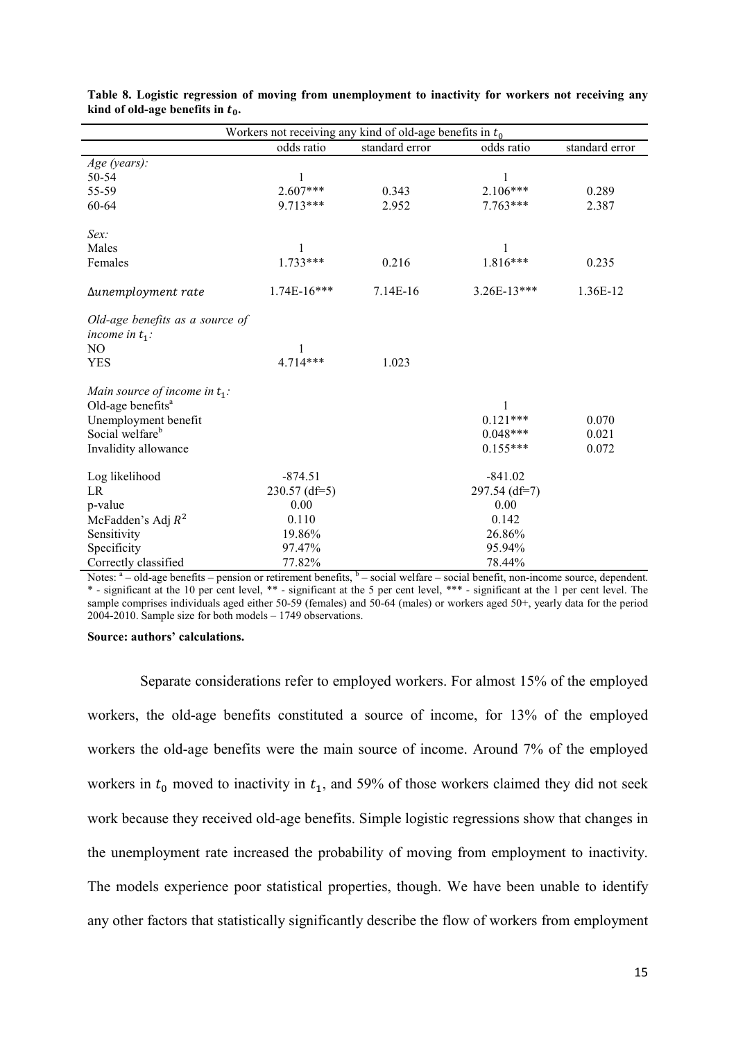**Table 8. Logistic regression of moving from unemployment to inactivity for workers not receiving any kind of old-age benefits in $t_0$.**

| Workers not receiving any kind of old-age benefits in $t_0$ | | | | |
|---|---|---|---|---|
| | odds ratio | standard error | odds ratio | standard error |
| *Age (years):* | | | | |
| 50-54 | 1 | | 1 | |
| 55-59 | 2.607*** | 0.343 | 2.106*** | 0.289 |
| 60-64 | 9.713*** | 2.952 | 7.763*** | 2.387 |
| *Sex:* | | | | |
| Males | 1 | | 1 | |
| Females | 1.733*** | 0.216 | 1.816*** | 0.235 |
| $\Delta unemployment\ rate$ | 1.74E-16*** | 7.14E-16 | 3.26E-13*** | 1.36E-12 |
| *Old-age benefits as a source of income in $t_1$:* | | | | |
| NO | 1 | | | |
| YES | 4.714*** | 1.023 | | |
| *Main source of income in $t_1$:* | | | | |
| Old-age benefits[a] | | | 1 | |
| Unemployment benefit | | | 0.121*** | 0.070 |
| Social welfare[b] | | | 0.048*** | 0.021 |
| Invalidity allowance | | | 0.155*** | 0.072 |
| Log likelihood | -874.51 | | -841.02 | |
| LR | 230.57 (df=5) | | 297.54 (df=7) | |
| p-value | 0.00 | | 0.00 | |
| McFadden's Adj $R^2$ | 0.110 | | 0.142 | |
| Sensitivity | 19.86% | | 26.86% | |
| Specificity | 97.47% | | 95.94% | |
| Correctly classified | 77.82% | | 78.44% | |

Notes: [a] – old-age benefits – pension or retirement benefits, [b] – social welfare – social benefit, non-income source, dependent. * - significant at the 10 per cent level, ** - significant at the 5 per cent level, *** - significant at the 1 per cent level. The sample comprises individuals aged either 50-59 (females) and 50-64 (males) or workers aged 50+, yearly data for the period 2004-2010. Sample size for both models – 1749 observations.

**Source: authors' calculations.**

Separate considerations refer to employed workers. For almost 15% of the employed workers, the old-age benefits constituted a source of income, for 13% of the employed workers the old-age benefits were the main source of income. Around 7% of the employed workers in $t_0$ moved to inactivity in $t_1$, and 59% of those workers claimed they did not seek work because they received old-age benefits. Simple logistic regressions show that changes in the unemployment rate increased the probability of moving from employment to inactivity. The models experience poor statistical properties, though. We have been unable to identify any other factors that statistically significantly describe the flow of workers from employment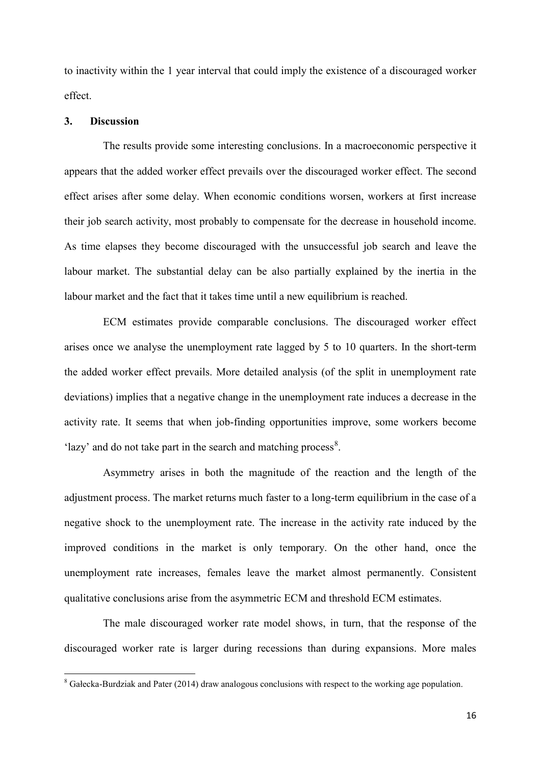to inactivity within the 1 year interval that could imply the existence of a discouraged worker effect.

## 3. Discussion

The results provide some interesting conclusions. In a macroeconomic perspective it appears that the added worker effect prevails over the discouraged worker effect. The second effect arises after some delay. When economic conditions worsen, workers at first increase their job search activity, most probably to compensate for the decrease in household income. As time elapses they become discouraged with the unsuccessful job search and leave the labour market. The substantial delay can be also partially explained by the inertia in the labour market and the fact that it takes time until a new equilibrium is reached.

ECM estimates provide comparable conclusions. The discouraged worker effect arises once we analyse the unemployment rate lagged by 5 to 10 quarters. In the short-term the added worker effect prevails. More detailed analysis (of the split in unemployment rate deviations) implies that a negative change in the unemployment rate induces a decrease in the activity rate. It seems that when job-finding opportunities improve, some workers become 'lazy' and do not take part in the search and matching process[8].

Asymmetry arises in both the magnitude of the reaction and the length of the adjustment process. The market returns much faster to a long-term equilibrium in the case of a negative shock to the unemployment rate. The increase in the activity rate induced by the improved conditions in the market is only temporary. On the other hand, once the unemployment rate increases, females leave the market almost permanently. Consistent qualitative conclusions arise from the asymmetric ECM and threshold ECM estimates.

The male discouraged worker rate model shows, in turn, that the response of the discouraged worker rate is larger during recessions than during expansions. More males

[8] Gałecka-Burdziak and Pater (2014) draw analogous conclusions with respect to the working age population.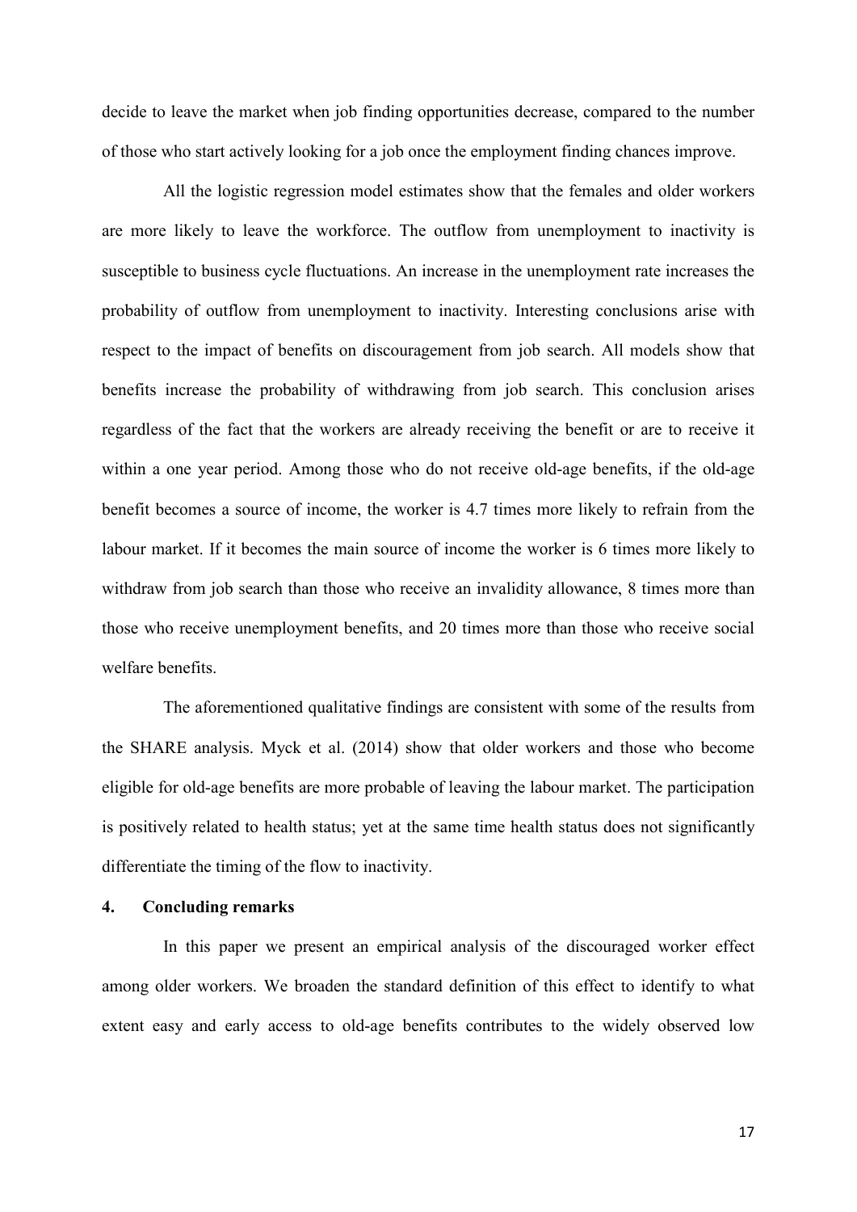decide to leave the market when job finding opportunities decrease, compared to the number of those who start actively looking for a job once the employment finding chances improve.

All the logistic regression model estimates show that the females and older workers are more likely to leave the workforce. The outflow from unemployment to inactivity is susceptible to business cycle fluctuations. An increase in the unemployment rate increases the probability of outflow from unemployment to inactivity. Interesting conclusions arise with respect to the impact of benefits on discouragement from job search. All models show that benefits increase the probability of withdrawing from job search. This conclusion arises regardless of the fact that the workers are already receiving the benefit or are to receive it within a one year period. Among those who do not receive old-age benefits, if the old-age benefit becomes a source of income, the worker is 4.7 times more likely to refrain from the labour market. If it becomes the main source of income the worker is 6 times more likely to withdraw from job search than those who receive an invalidity allowance, 8 times more than those who receive unemployment benefits, and 20 times more than those who receive social welfare benefits.

The aforementioned qualitative findings are consistent with some of the results from the SHARE analysis. Myck et al. (2014) show that older workers and those who become eligible for old-age benefits are more probable of leaving the labour market. The participation is positively related to health status; yet at the same time health status does not significantly differentiate the timing of the flow to inactivity.

## 4. Concluding remarks

In this paper we present an empirical analysis of the discouraged worker effect among older workers. We broaden the standard definition of this effect to identify to what extent easy and early access to old-age benefits contributes to the widely observed low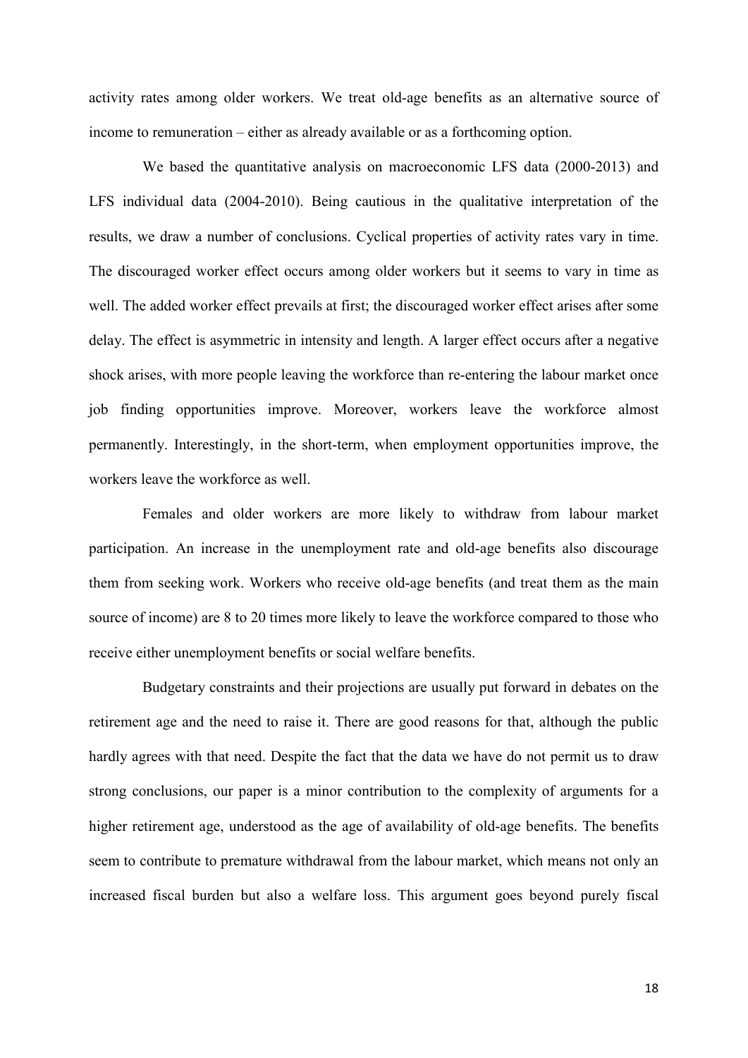activity rates among older workers. We treat old-age benefits as an alternative source of income to remuneration – either as already available or as a forthcoming option.

We based the quantitative analysis on macroeconomic LFS data (2000-2013) and LFS individual data (2004-2010). Being cautious in the qualitative interpretation of the results, we draw a number of conclusions. Cyclical properties of activity rates vary in time. The discouraged worker effect occurs among older workers but it seems to vary in time as well. The added worker effect prevails at first; the discouraged worker effect arises after some delay. The effect is asymmetric in intensity and length. A larger effect occurs after a negative shock arises, with more people leaving the workforce than re-entering the labour market once job finding opportunities improve. Moreover, workers leave the workforce almost permanently. Interestingly, in the short-term, when employment opportunities improve, the workers leave the workforce as well.

Females and older workers are more likely to withdraw from labour market participation. An increase in the unemployment rate and old-age benefits also discourage them from seeking work. Workers who receive old-age benefits (and treat them as the main source of income) are 8 to 20 times more likely to leave the workforce compared to those who receive either unemployment benefits or social welfare benefits.

Budgetary constraints and their projections are usually put forward in debates on the retirement age and the need to raise it. There are good reasons for that, although the public hardly agrees with that need. Despite the fact that the data we have do not permit us to draw strong conclusions, our paper is a minor contribution to the complexity of arguments for a higher retirement age, understood as the age of availability of old-age benefits. The benefits seem to contribute to premature withdrawal from the labour market, which means not only an increased fiscal burden but also a welfare loss. This argument goes beyond purely fiscal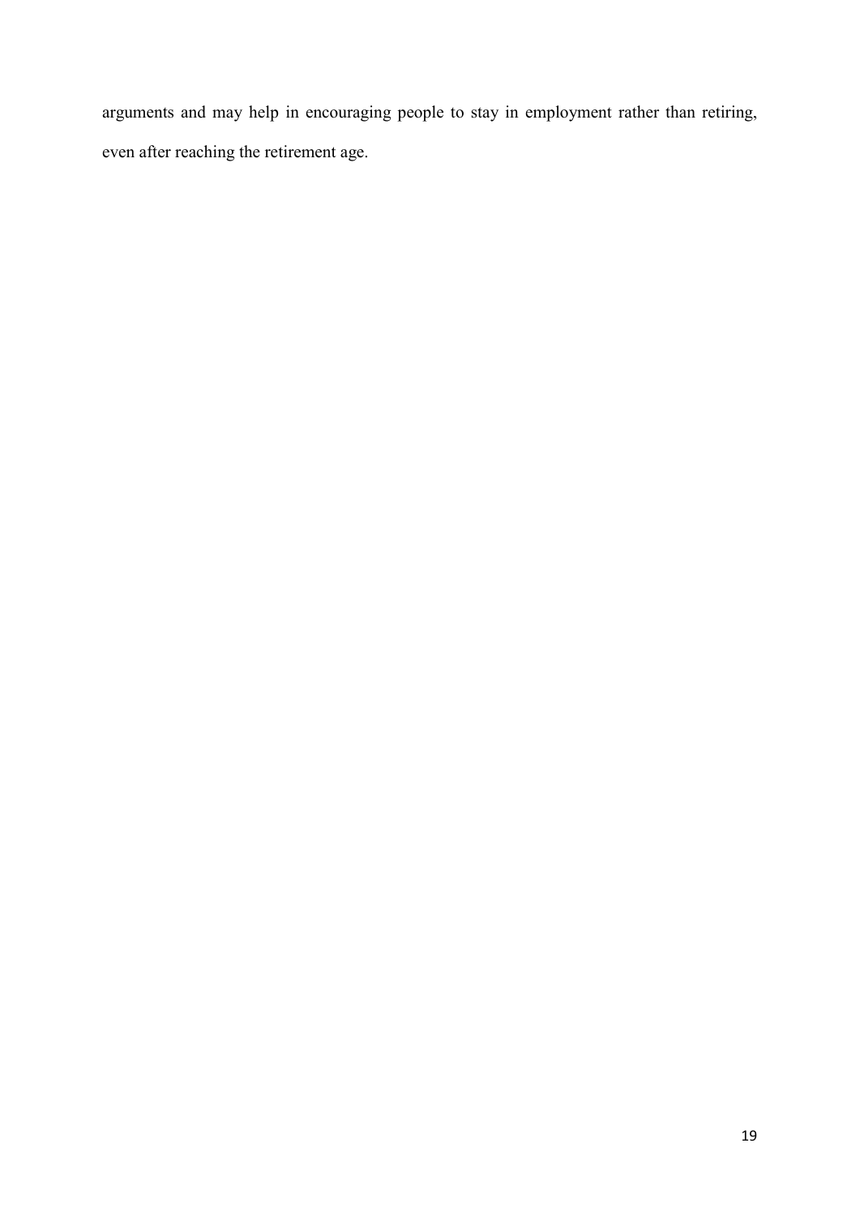arguments and may help in encouraging people to stay in employment rather than retiring, even after reaching the retirement age.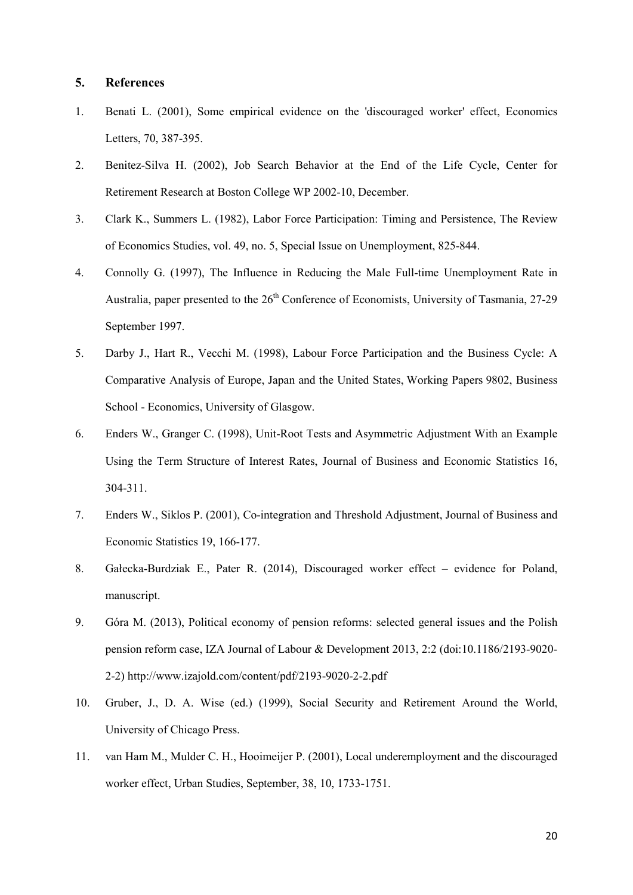## 5. References

1. Benati L. (2001), Some empirical evidence on the 'discouraged worker' effect, Economics Letters, 70, 387-395.
2. Benitez-Silva H. (2002), Job Search Behavior at the End of the Life Cycle, Center for Retirement Research at Boston College WP 2002-10, December.
3. Clark K., Summers L. (1982), Labor Force Participation: Timing and Persistence, The Review of Economics Studies, vol. 49, no. 5, Special Issue on Unemployment, 825-844.
4. Connolly G. (1997), The Influence in Reducing the Male Full-time Unemployment Rate in Australia, paper presented to the 26th Conference of Economists, University of Tasmania, 27-29 September 1997.
5. Darby J., Hart R., Vecchi M. (1998), Labour Force Participation and the Business Cycle: A Comparative Analysis of Europe, Japan and the United States, Working Papers 9802, Business School - Economics, University of Glasgow.
6. Enders W., Granger C. (1998), Unit-Root Tests and Asymmetric Adjustment With an Example Using the Term Structure of Interest Rates, Journal of Business and Economic Statistics 16, 304-311.
7. Enders W., Siklos P. (2001), Co-integration and Threshold Adjustment, Journal of Business and Economic Statistics 19, 166-177.
8. Gałecka-Burdziak E., Pater R. (2014), Discouraged worker effect – evidence for Poland, manuscript.
9. Góra M. (2013), Political economy of pension reforms: selected general issues and the Polish pension reform case, IZA Journal of Labour & Development 2013, 2:2 (doi:10.1186/2193-9020-2-2) http://www.izajold.com/content/pdf/2193-9020-2-2.pdf
10. Gruber, J., D. A. Wise (ed.) (1999), Social Security and Retirement Around the World, University of Chicago Press.
11. van Ham M., Mulder C. H., Hooimeijer P. (2001), Local underemployment and the discouraged worker effect, Urban Studies, September, 38, 10, 1733-1751.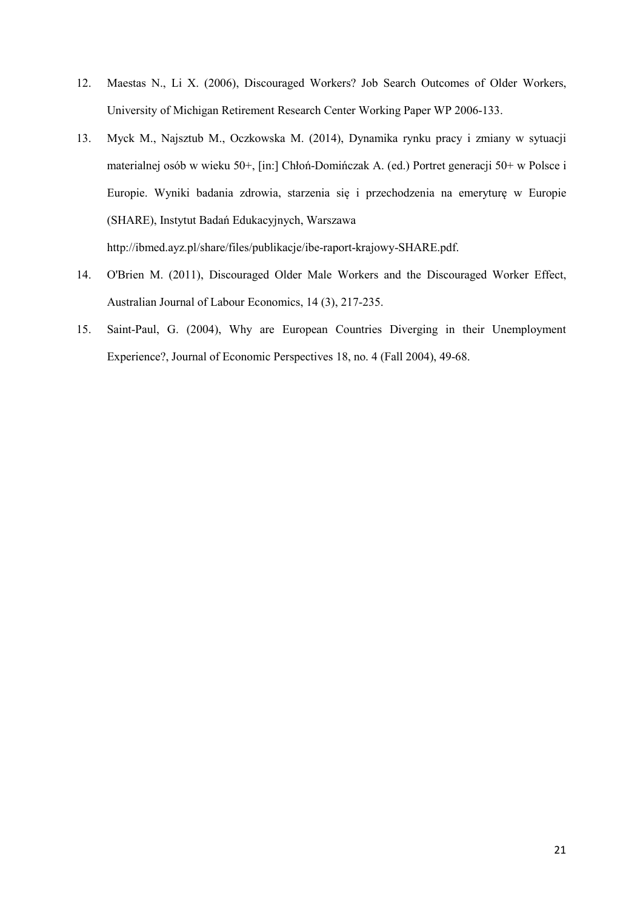12. Maestas N., Li X. (2006), Discouraged Workers? Job Search Outcomes of Older Workers, University of Michigan Retirement Research Center Working Paper WP 2006-133.
13. Myck M., Najsztub M., Oczkowska M. (2014), Dynamika rynku pracy i zmiany w sytuacji materialnej osób w wieku 50+, [in:] Chłoń-Domińczak A. (ed.) Portret generacji 50+ w Polsce i Europie. Wyniki badania zdrowia, starzenia się i przechodzenia na emeryturę w Europie (SHARE), Instytut Badań Edukacyjnych, Warszawa http://ibmed.ayz.pl/share/files/publikacje/ibe-raport-krajowy-SHARE.pdf.
14. O'Brien M. (2011), Discouraged Older Male Workers and the Discouraged Worker Effect, Australian Journal of Labour Economics, 14 (3), 217-235.
15. Saint-Paul, G. (2004), Why are European Countries Diverging in their Unemployment Experience?, Journal of Economic Perspectives 18, no. 4 (Fall 2004), 49-68.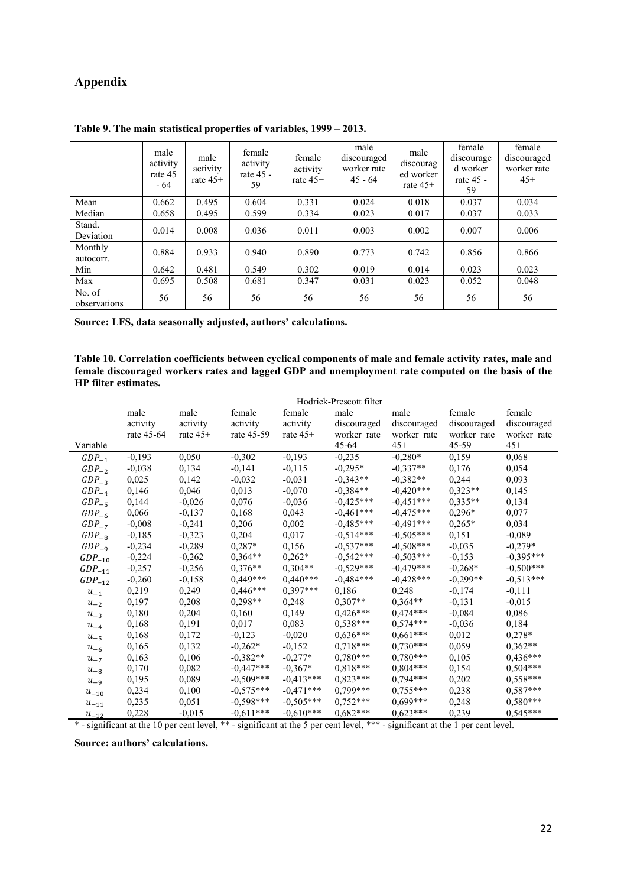## Appendix

**Table 9. The main statistical properties of variables, 1999 – 2013.**

| | male activity rate 45 - 64 | male activity rate 45+ | female activity rate 45 - 59 | female activity rate 45+ | male discouraged worker rate 45 - 64 | male discouraged worker rate 45+ | female discouraged worker rate 45 - 59 | female discouraged worker rate 45+ |
|---|---|---|---|---|---|---|---|---|
| Mean | 0.662 | 0.495 | 0.604 | 0.331 | 0.024 | 0.018 | 0.037 | 0.034 |
| Median | 0.658 | 0.495 | 0.599 | 0.334 | 0.023 | 0.017 | 0.037 | 0.033 |
| Stand. Deviation | 0.014 | 0.008 | 0.036 | 0.011 | 0.003 | 0.002 | 0.007 | 0.006 |
| Monthly autocorr. | 0.884 | 0.933 | 0.940 | 0.890 | 0.773 | 0.742 | 0.856 | 0.866 |
| Min | 0.642 | 0.481 | 0.549 | 0.302 | 0.019 | 0.014 | 0.023 | 0.023 |
| Max | 0.695 | 0.508 | 0.681 | 0.347 | 0.031 | 0.023 | 0.052 | 0.048 |
| No. of observations | 56 | 56 | 56 | 56 | 56 | 56 | 56 | 56 |

**Source: LFS, data seasonally adjusted, authors' calculations.**

**Table 10. Correlation coefficients between cyclical components of male and female activity rates, male and female discouraged workers rates and lagged GDP and unemployment rate computed on the basis of the HP filter estimates.**

| | Hodrick-Prescott filter | | | | | | | |
|---|---|---|---|---|---|---|---|---|
| Variable | male activity rate 45-64 | male activity rate 45+ | female activity rate 45-59 | female activity rate 45+ | male discouraged worker rate 45-64 | male discouraged worker rate 45+ | female discouraged worker rate 45-59 | female discouraged worker rate 45+ |
| $GDP_{-1}$ | -0,193 | 0,050 | -0,302 | -0,193 | -0,235 | -0,280* | 0,159 | 0,068 |
| $GDP_{-2}$ | -0,038 | 0,134 | -0,141 | -0,115 | -0,295* | -0,337** | 0,176 | 0,054 |
| $GDP_{-3}$ | 0,025 | 0,142 | -0,032 | -0,031 | -0,343** | -0,382** | 0,244 | 0,093 |
| $GDP_{-4}$ | 0,146 | 0,046 | 0,013 | -0,070 | -0,384** | -0,420*** | 0,323** | 0,145 |
| $GDP_{-5}$ | 0,144 | -0,026 | 0,076 | -0,036 | -0,425*** | -0,451*** | 0,335** | 0,134 |
| $GDP_{-6}$ | 0,066 | -0,137 | 0,168 | 0,043 | -0,461*** | -0,475*** | 0,296* | 0,077 |
| $GDP_{-7}$ | -0,008 | -0,241 | 0,206 | 0,002 | -0,485*** | -0,491*** | 0,265* | 0,034 |
| $GDP_{-8}$ | -0,185 | -0,323 | 0,204 | 0,017 | -0,514*** | -0,505*** | 0,151 | -0,089 |
| $GDP_{-9}$ | -0,234 | -0,289 | 0,287* | 0,156 | -0,537*** | -0,508*** | -0,035 | -0,279* |
| $GDP_{-10}$ | -0,224 | -0,262 | 0,364** | 0,262* | -0,542*** | -0,503*** | -0,153 | -0,395*** |
| $GDP_{-11}$ | -0,257 | -0,256 | 0,376** | 0,304** | -0,529*** | -0,479*** | -0,268* | -0,500*** |
| $GDP_{-12}$ | -0,260 | -0,158 | 0,449*** | 0,440*** | -0,484*** | -0,428*** | -0,299** | -0,513*** |
| $u_{-1}$ | 0,219 | 0,249 | 0,446*** | 0,397*** | 0,186 | 0,248 | -0,174 | -0,111 |
| $u_{-2}$ | 0,197 | 0,208 | 0,298** | 0,248 | 0,307** | 0,364** | -0,131 | -0,015 |
| $u_{-3}$ | 0,180 | 0,204 | 0,160 | 0,149 | 0,426*** | 0,474*** | -0,084 | 0,086 |
| $u_{-4}$ | 0,168 | 0,191 | 0,017 | 0,083 | 0,538*** | 0,574*** | -0,036 | 0,184 |
| $u_{-5}$ | 0,168 | 0,172 | -0,123 | -0,020 | 0,636*** | 0,661*** | 0,012 | 0,278* |
| $u_{-6}$ | 0,165 | 0,132 | -0,262* | -0,152 | 0,718*** | 0,730*** | 0,059 | 0,362** |
| $u_{-7}$ | 0,163 | 0,106 | -0,382** | -0,277* | 0,780*** | 0,780*** | 0,105 | 0,436*** |
| $u_{-8}$ | 0,170 | 0,082 | -0,447*** | -0,367* | 0,818*** | 0,804*** | 0,154 | 0,504*** |
| $u_{-9}$ | 0,195 | 0,089 | -0,509*** | -0,413*** | 0,823*** | 0,794*** | 0,202 | 0,558*** |
| $u_{-10}$ | 0,234 | 0,100 | -0,575*** | -0,471*** | 0,799*** | 0,755*** | 0,238 | 0,587*** |
| $u_{-11}$ | 0,235 | 0,051 | -0,598*** | -0,505*** | 0,752*** | 0,699*** | 0,248 | 0,580*** |
| $u_{-12}$ | 0,228 | -0,015 | -0,611*** | -0,610*** | 0,682*** | 0,623*** | 0,239 | 0,545*** |

\* - significant at the 10 per cent level, ** - significant at the 5 per cent level, *** - significant at the 1 per cent level.

**Source: authors' calculations.**